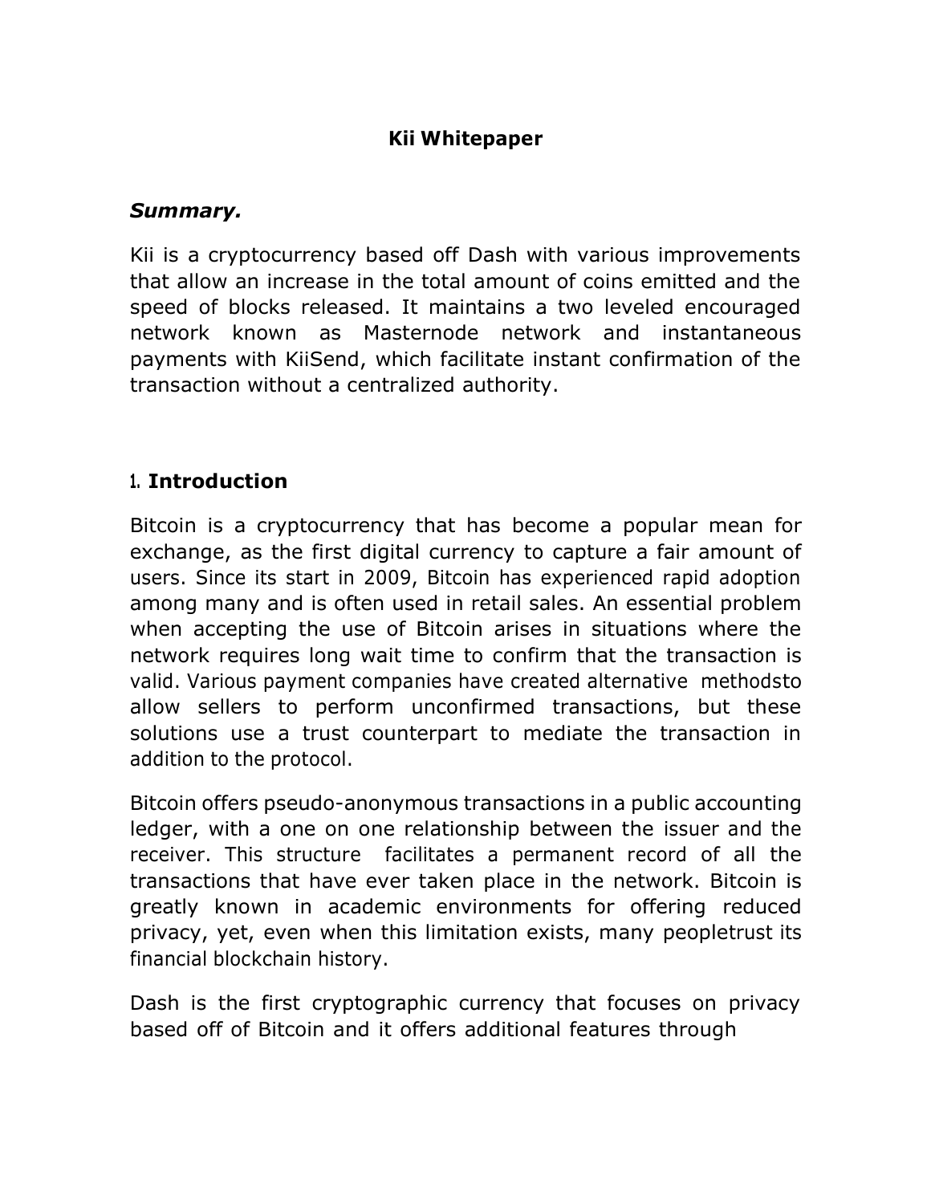# Kii Whitepaper

***Summary.***

Kii is a cryptocurrency based off Dash with various improvements that allow an increase in the total amount of coins emitted and the speed of blocks released. It maintains a two leveled encouraged network known as Masternode network and instantaneous payments with KiiSend, which facilitate instant confirmation of the transaction without a centralized authority.

## 1. Introduction

Bitcoin is a cryptocurrency that has become a popular mean for exchange, as the first digital currency to capture a fair amount of users. Since its start in 2009, Bitcoin has experienced rapid adoption among many and is often used in retail sales. An essential problem when accepting the use of Bitcoin arises in situations where the network requires long wait time to confirm that the transaction is valid. Various payment companies have created alternative methodsto allow sellers to perform unconfirmed transactions, but these solutions use a trust counterpart to mediate the transaction in addition to the protocol.

Bitcoin offers pseudo-anonymous transactions in a public accounting ledger, with a one on one relationship between the issuer and the receiver. This structure facilitates a permanent record of all the transactions that have ever taken place in the network. Bitcoin is greatly known in academic environments for offering reduced privacy, yet, even when this limitation exists, many peopletrust its financial blockchain history.

Dash is the first cryptographic currency that focuses on privacy based off of Bitcoin and it offers additional features through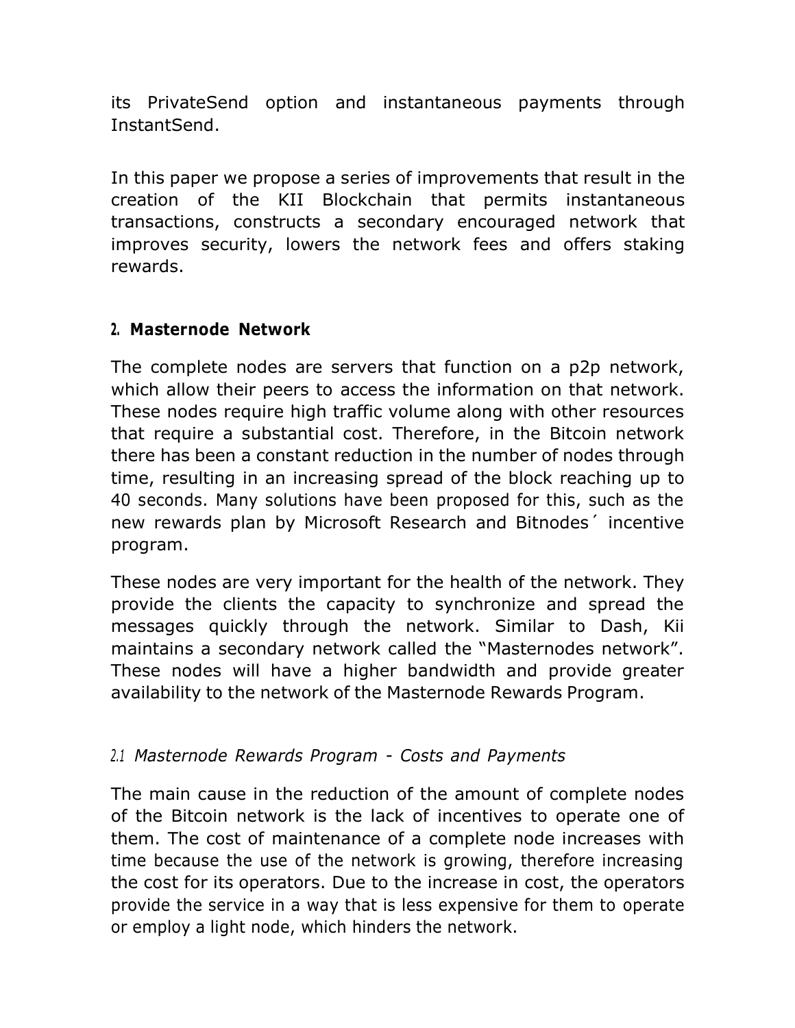its PrivateSend option and instantaneous payments through InstantSend.

In this paper we propose a series of improvements that result in the creation of the KII Blockchain that permits instantaneous transactions, constructs a secondary encouraged network that improves security, lowers the network fees and offers staking rewards.

## 2. Masternode Network

The complete nodes are servers that function on a p2p network, which allow their peers to access the information on that network. These nodes require high traffic volume along with other resources that require a substantial cost. Therefore, in the Bitcoin network there has been a constant reduction in the number of nodes through time, resulting in an increasing spread of the block reaching up to 40 seconds. Many solutions have been proposed for this, such as the new rewards plan by Microsoft Research and Bitnodes´ incentive program.

These nodes are very important for the health of the network. They provide the clients the capacity to synchronize and spread the messages quickly through the network. Similar to Dash, Kii maintains a secondary network called the "Masternodes network". These nodes will have a higher bandwidth and provide greater availability to the network of the Masternode Rewards Program.

### *2.1 Masternode Rewards Program - Costs and Payments*

The main cause in the reduction of the amount of complete nodes of the Bitcoin network is the lack of incentives to operate one of them. The cost of maintenance of a complete node increases with time because the use of the network is growing, therefore increasing the cost for its operators. Due to the increase in cost, the operators provide the service in a way that is less expensive for them to operate or employ a light node, which hinders the network.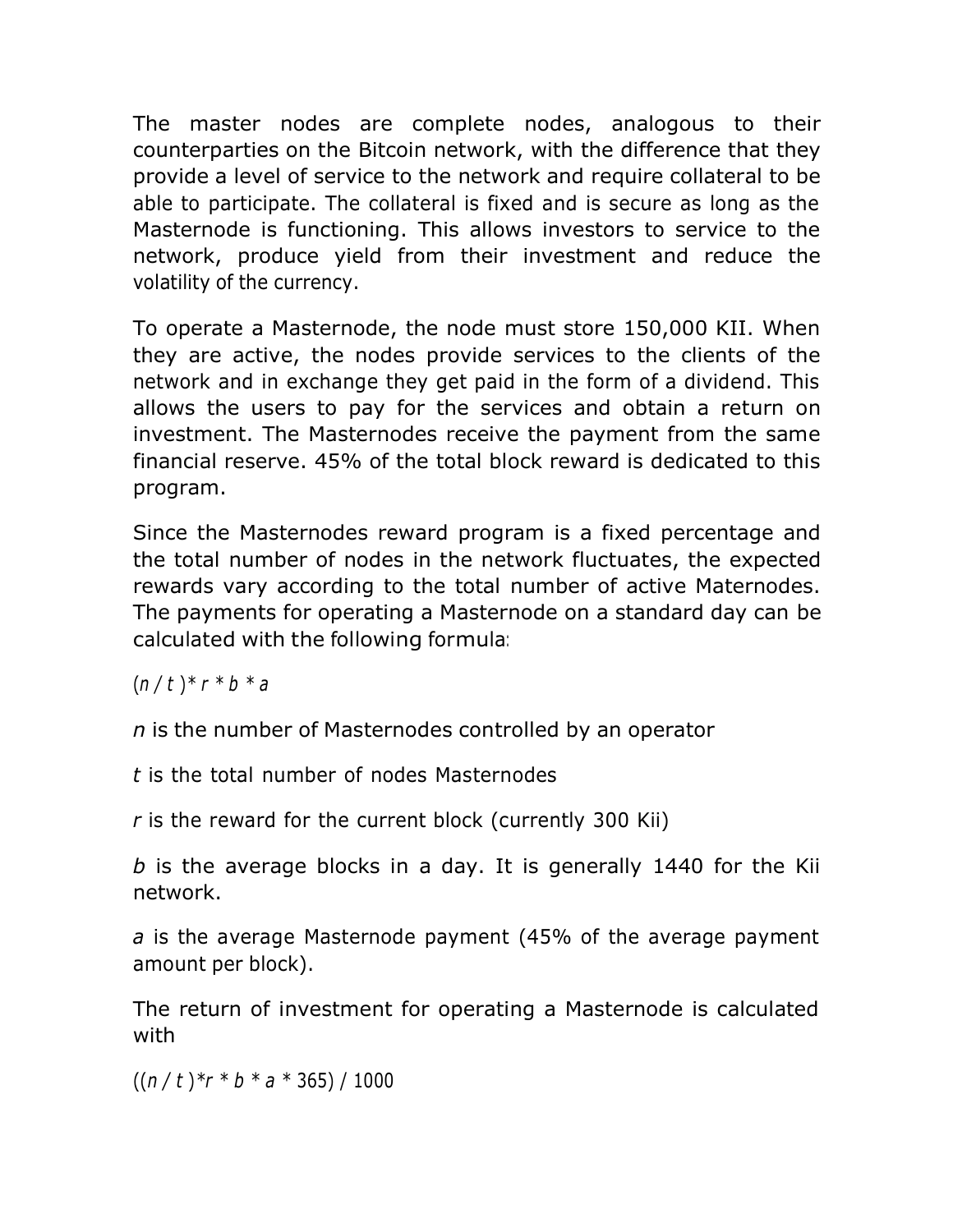The master nodes are complete nodes, analogous to their counterparties on the Bitcoin network, with the difference that they provide a level of service to the network and require collateral to be able to participate. The collateral is fixed and is secure as long as the Masternode is functioning. This allows investors to service to the network, produce yield from their investment and reduce the volatility of the currency.

To operate a Masternode, the node must store 150,000 KII. When they are active, the nodes provide services to the clients of the network and in exchange they get paid in the form of a dividend. This allows the users to pay for the services and obtain a return on investment. The Masternodes receive the payment from the same financial reserve. 45% of the total block reward is dedicated to this program.

Since the Masternodes reward program is a fixed percentage and the total number of nodes in the network fluctuates, the expected rewards vary according to the total number of active Maternodes. The payments for operating a Masternode on a standard day can be calculated with the following formula:

$$(n / t) * r * b * a$$

$n$ is the number of Masternodes controlled by an operator

$t$ is the total number of nodes Masternodes

$r$ is the reward for the current block (currently 300 Kii)

$b$ is the average blocks in a day. It is generally 1440 for the Kii network.

$a$ is the average Masternode payment (45% of the average payment amount per block).

The return of investment for operating a Masternode is calculated with

$$((n / t) * r * b * a * 365) / 1000$$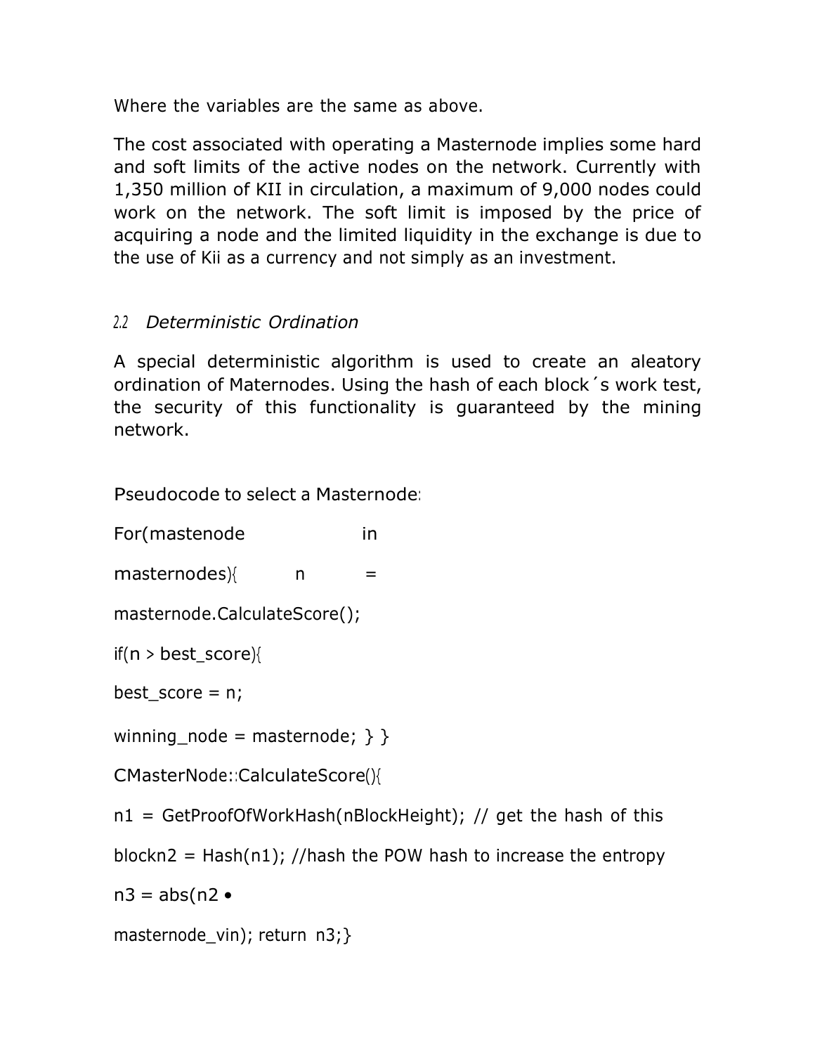Where the variables are the same as above.

The cost associated with operating a Masternode implies some hard and soft limits of the active nodes on the network. Currently with 1,350 million of KII in circulation, a maximum of 9,000 nodes could work on the network. The soft limit is imposed by the price of acquiring a node and the limited liquidity in the exchange is due to the use of Kii as a currency and not simply as an investment.

## 2.2 *Deterministic Ordination*

A special deterministic algorithm is used to create an aleatory ordination of Maternodes. Using the hash of each block´s work test, the security of this functionality is guaranteed by the mining network.

Pseudocode to select a Masternode:

```
For(mastenode in
masternodes){ n =
masternode.CalculateScore();
if(n > best_score){
best_score = n;
winning_node = masternode; } }
CMasterNode::CalculateScore(){
n1 = GetProofOfWorkHash(nBlockHeight); // get the hash of this
blockn2 = Hash(n1); //hash the POW hash to increase the entropy
n3 = abs(n2 •
masternode_vin); return n3;}
```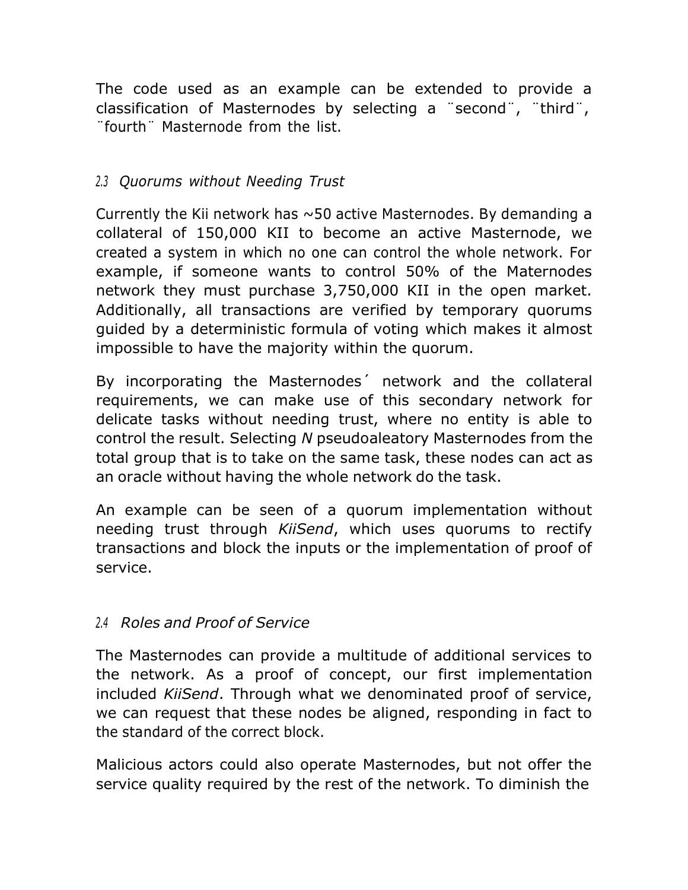The code used as an example can be extended to provide a classification of Masternodes by selecting a ¨second¨, ¨third¨, ¨fourth¨ Masternode from the list.

### 2.3 *Quorums without Needing Trust*

Currently the Kii network has ~50 active Masternodes. By demanding a collateral of 150,000 KII to become an active Masternode, we created a system in which no one can control the whole network. For example, if someone wants to control 50% of the Maternodes network they must purchase 3,750,000 KII in the open market. Additionally, all transactions are verified by temporary quorums guided by a deterministic formula of voting which makes it almost impossible to have the majority within the quorum.

By incorporating the Masternodes´ network and the collateral requirements, we can make use of this secondary network for delicate tasks without needing trust, where no entity is able to control the result. Selecting *N* pseudoaleatory Masternodes from the total group that is to take on the same task, these nodes can act as an oracle without having the whole network do the task.

An example can be seen of a quorum implementation without needing trust through *KiiSend*, which uses quorums to rectify transactions and block the inputs or the implementation of proof of service.

### 2.4 *Roles and Proof of Service*

The Masternodes can provide a multitude of additional services to the network. As a proof of concept, our first implementation included *KiiSend*. Through what we denominated proof of service, we can request that these nodes be aligned, responding in fact to the standard of the correct block.

Malicious actors could also operate Masternodes, but not offer the service quality required by the rest of the network. To diminish the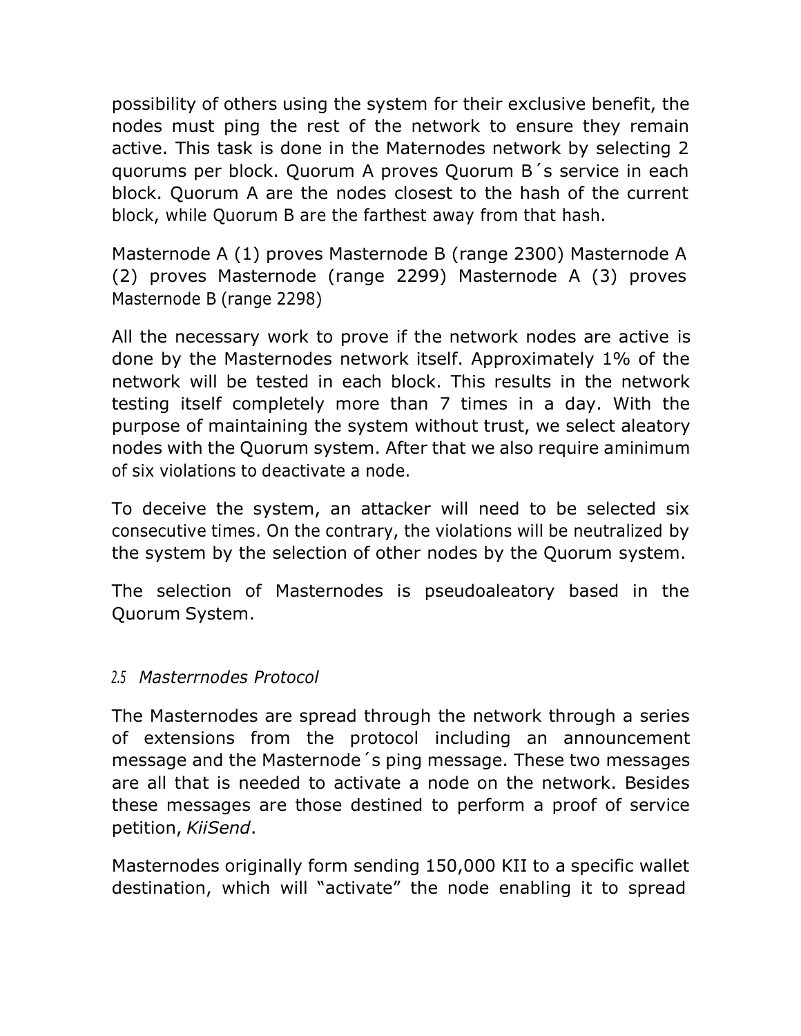possibility of others using the system for their exclusive benefit, the nodes must ping the rest of the network to ensure they remain active. This task is done in the Maternodes network by selecting 2 quorums per block. Quorum A proves Quorum B´s service in each block. Quorum A are the nodes closest to the hash of the current block, while Quorum B are the farthest away from that hash.

Masternode A (1) proves Masternode B (range 2300) Masternode A (2) proves Masternode (range 2299) Masternode A (3) proves Masternode B (range 2298)

All the necessary work to prove if the network nodes are active is done by the Masternodes network itself. Approximately 1% of the network will be tested in each block. This results in the network testing itself completely more than 7 times in a day. With the purpose of maintaining the system without trust, we select aleatory nodes with the Quorum system. After that we also require aminimum of six violations to deactivate a node.

To deceive the system, an attacker will need to be selected six consecutive times. On the contrary, the violations will be neutralized by the system by the selection of other nodes by the Quorum system.

The selection of Masternodes is pseudoaleatory based in the Quorum System.

### *2.5 Masterrnodes Protocol*

The Masternodes are spread through the network through a series of extensions from the protocol including an announcement message and the Masternode´s ping message. These two messages are all that is needed to activate a node on the network. Besides these messages are those destined to perform a proof of service petition, *KiiSend*.

Masternodes originally form sending 150,000 KII to a specific wallet destination, which will "activate" the node enabling it to spread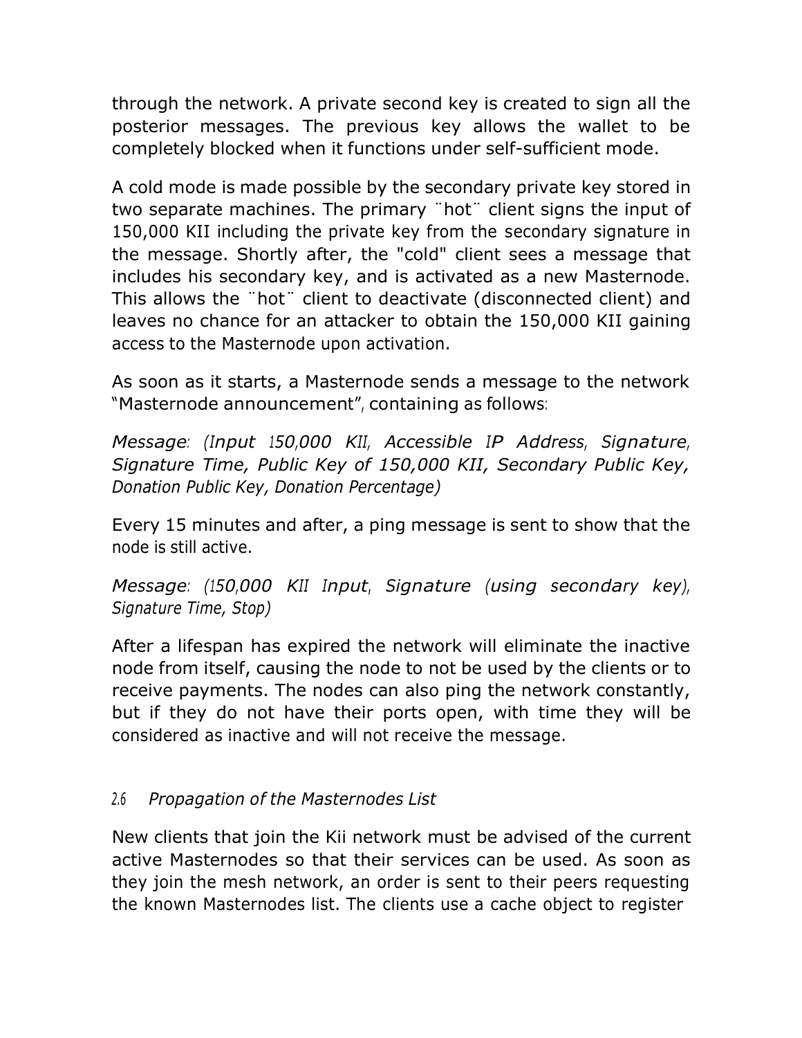through the network. A private second key is created to sign all the posterior messages. The previous key allows the wallet to be completely blocked when it functions under self-sufficient mode.

A cold mode is made possible by the secondary private key stored in two separate machines. The primary ¨hot¨ client signs the input of 150,000 KII including the private key from the secondary signature in the message. Shortly after, the "cold" client sees a message that includes his secondary key, and is activated as a new Masternode. This allows the ¨hot¨ client to deactivate (disconnected client) and leaves no chance for an attacker to obtain the 150,000 KII gaining access to the Masternode upon activation.

As soon as it starts, a Masternode sends a message to the network "Masternode announcement", containing as follows:

*Message: (Input 150,000 KII, Accessible IP Address, Signature, Signature Time, Public Key of 150,000 KII, Secondary Public Key, Donation Public Key, Donation Percentage)*

Every 15 minutes and after, a ping message is sent to show that the node is still active.

*Message: (150,000 KII Input, Signature (using secondary key), Signature Time, Stop)*

After a lifespan has expired the network will eliminate the inactive node from itself, causing the node to not be used by the clients or to receive payments. The nodes can also ping the network constantly, but if they do not have their ports open, with time they will be considered as inactive and will not receive the message.

### *2.6 Propagation of the Masternodes List*

New clients that join the Kii network must be advised of the current active Masternodes so that their services can be used. As soon as they join the mesh network, an order is sent to their peers requesting the known Masternodes list. The clients use a cache object to register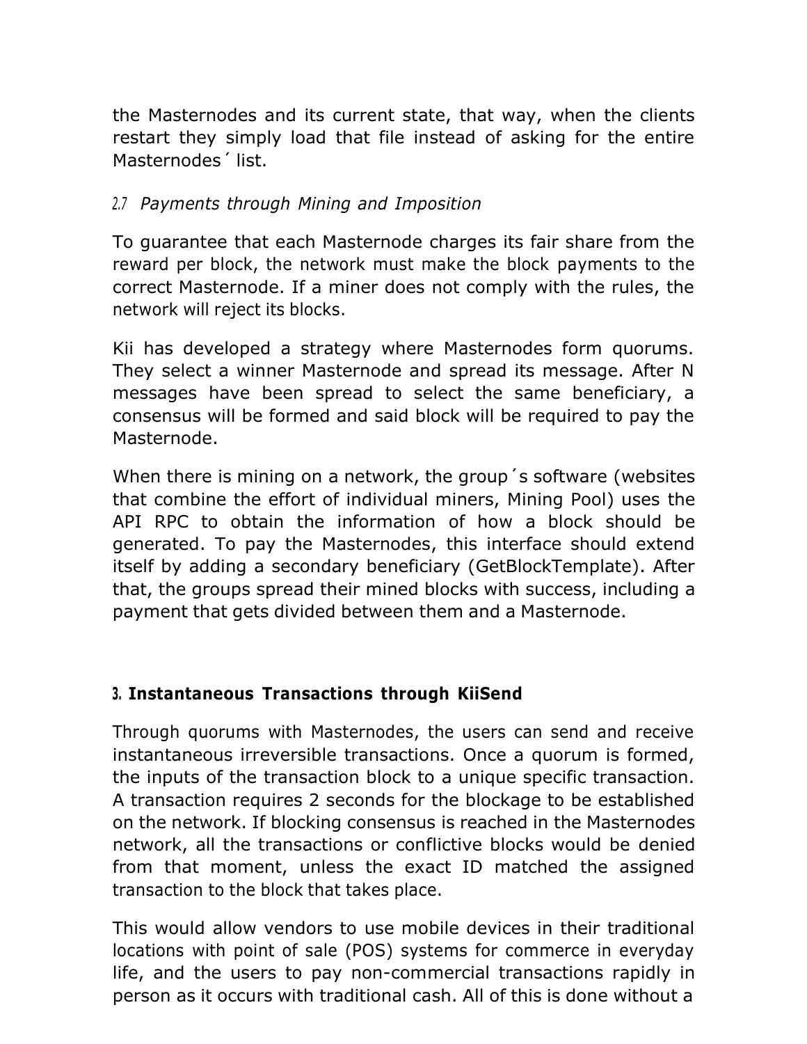the Masternodes and its current state, that way, when the clients restart they simply load that file instead of asking for the entire Masternodes´ list.

### 2.7 *Payments through Mining and Imposition*

To guarantee that each Masternode charges its fair share from the reward per block, the network must make the block payments to the correct Masternode. If a miner does not comply with the rules, the network will reject its blocks.

Kii has developed a strategy where Masternodes form quorums. They select a winner Masternode and spread its message. After N messages have been spread to select the same beneficiary, a consensus will be formed and said block will be required to pay the Masternode.

When there is mining on a network, the group´s software (websites that combine the effort of individual miners, Mining Pool) uses the API RPC to obtain the information of how a block should be generated. To pay the Masternodes, this interface should extend itself by adding a secondary beneficiary (GetBlockTemplate). After that, the groups spread their mined blocks with success, including a payment that gets divided between them and a Masternode.

## 3. Instantaneous Transactions through KiiSend

Through quorums with Masternodes, the users can send and receive instantaneous irreversible transactions. Once a quorum is formed, the inputs of the transaction block to a unique specific transaction. A transaction requires 2 seconds for the blockage to be established on the network. If blocking consensus is reached in the Masternodes network, all the transactions or conflictive blocks would be denied from that moment, unless the exact ID matched the assigned transaction to the block that takes place.

This would allow vendors to use mobile devices in their traditional locations with point of sale (POS) systems for commerce in everyday life, and the users to pay non-commercial transactions rapidly in person as it occurs with traditional cash. All of this is done without a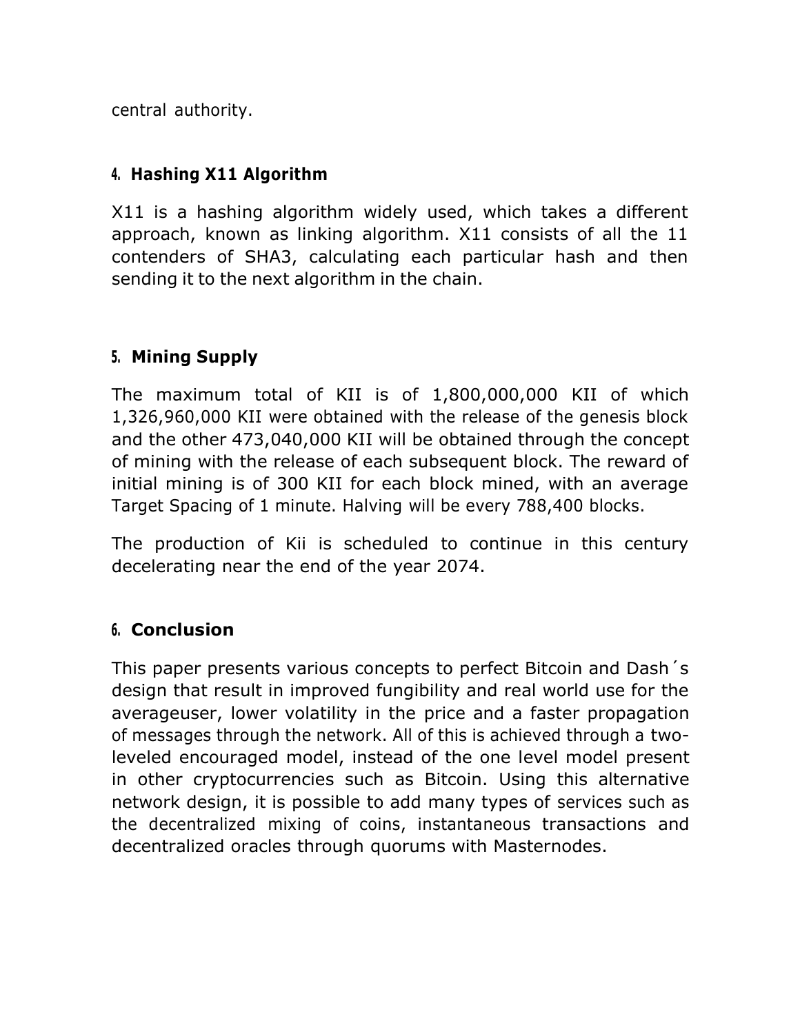central authority.

## 4. Hashing X11 Algorithm

X11 is a hashing algorithm widely used, which takes a different approach, known as linking algorithm. X11 consists of all the 11 contenders of SHA3, calculating each particular hash and then sending it to the next algorithm in the chain.

## 5. Mining Supply

The maximum total of KII is of 1,800,000,000 KII of which 1,326,960,000 KII were obtained with the release of the genesis block and the other 473,040,000 KII will be obtained through the concept of mining with the release of each subsequent block. The reward of initial mining is of 300 KII for each block mined, with an average Target Spacing of 1 minute. Halving will be every 788,400 blocks.

The production of Kii is scheduled to continue in this century decelerating near the end of the year 2074.

## 6. Conclusion

This paper presents various concepts to perfect Bitcoin and Dash´s design that result in improved fungibility and real world use for the averageuser, lower volatility in the price and a faster propagation of messages through the network. All of this is achieved through a two-leveled encouraged model, instead of the one level model present in other cryptocurrencies such as Bitcoin. Using this alternative network design, it is possible to add many types of services such as the decentralized mixing of coins, instantaneous transactions and decentralized oracles through quorums with Masternodes.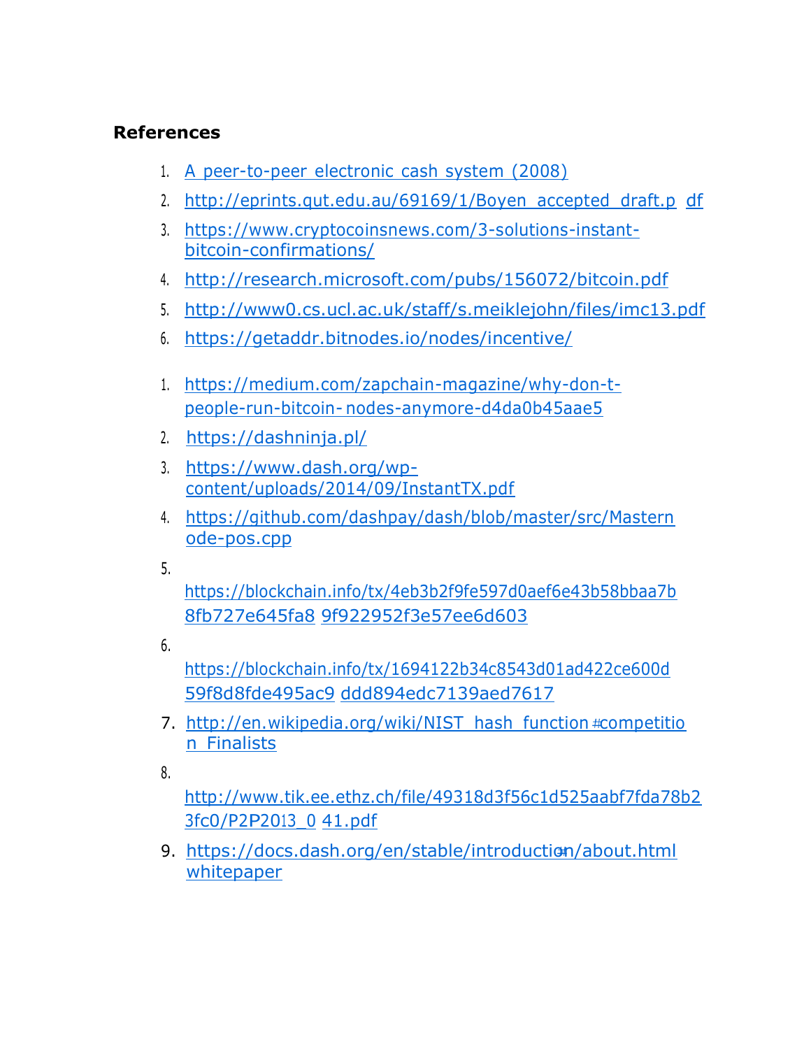## References

1. A peer-to-peer electronic cash system (2008)
2. http://eprints.qut.edu.au/69169/1/Boyen_accepted_draft.pdf
3. https://www.cryptocoinsnews.com/3-solutions-instant-bitcoin-confirmations/
4. http://research.microsoft.com/pubs/156072/bitcoin.pdf
5. http://www0.cs.ucl.ac.uk/staff/s.meiklejohn/files/imc13.pdf
6. https://getaddr.bitnodes.io/nodes/incentive/

1. https://medium.com/zapchain-magazine/why-don-t-people-run-bitcoin-nodes-anymore-d4da0b45aae5
2. https://dashninja.pl/
3. https://www.dash.org/wp-content/uploads/2014/09/InstantTX.pdf
4. https://github.com/dashpay/dash/blob/master/src/Masternode-pos.cpp
5. https://blockchain.info/tx/4eb3b2f9fe597d0aef6e43b58bbaa7b8fb727e645fa8 9f922952f3e57ee6d603
6. https://blockchain.info/tx/1694122b34c8543d01ad422ce600d59f8d8fde495ac9 ddd894edc7139aed7617
7. http://en.wikipedia.org/wiki/NIST_hash_function#competition_Finalists
8. http://www.tik.ee.ethz.ch/file/49318d3f56c1d525aabf7fda78b23fc0/P2P2013_0 41.pdf
9. https://docs.dash.org/en/stable/introduction/about.html#whitepaper